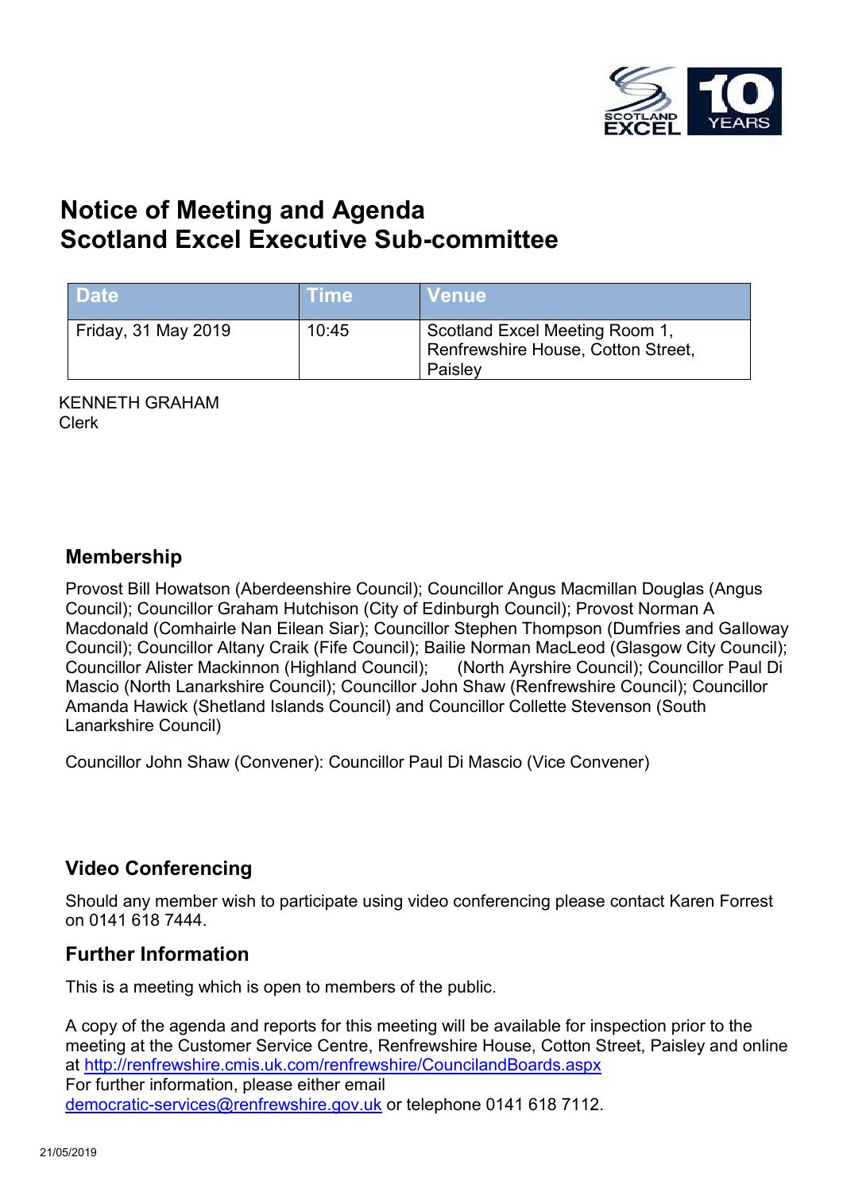# Notice of Meeting and Agenda
# Scotland Excel Executive Sub-committee

| Date | Time | Venue |
| --- | --- | --- |
| Friday, 31 May 2019 | 10:45 | Scotland Excel Meeting Room 1, Renfrewshire House, Cotton Street, Paisley |

KENNETH GRAHAM
Clerk

## Membership

Provost Bill Howatson (Aberdeenshire Council); Councillor Angus Macmillan Douglas (Angus Council); Councillor Graham Hutchison (City of Edinburgh Council); Provost Norman A Macdonald (Comhairle Nan Eilean Siar); Councillor Stephen Thompson (Dumfries and Galloway Council); Councillor Altany Craik (Fife Council); Bailie Norman MacLeod (Glasgow City Council); Councillor Alister Mackinnon (Highland Council); (North Ayrshire Council); Councillor Paul Di Mascio (North Lanarkshire Council); Councillor John Shaw (Renfrewshire Council); Councillor Amanda Hawick (Shetland Islands Council) and Councillor Collette Stevenson (South Lanarkshire Council)

Councillor John Shaw (Convener): Councillor Paul Di Mascio (Vice Convener)

## Video Conferencing

Should any member wish to participate using video conferencing please contact Karen Forrest on 0141 618 7444.

## Further Information

This is a meeting which is open to members of the public.

A copy of the agenda and reports for this meeting will be available for inspection prior to the meeting at the Customer Service Centre, Renfrewshire House, Cotton Street, Paisley and online at http://renfrewshire.cmis.uk.com/renfrewshire/CouncilandBoards.aspx
For further information, please either email democratic-services@renfrewshire.gov.uk or telephone 0141 618 7112.

21/05/2019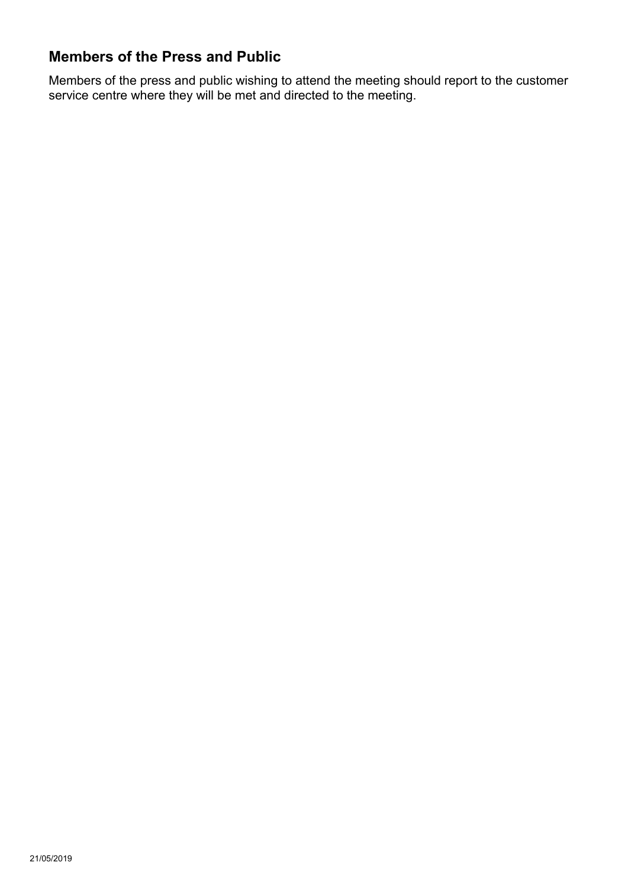## Members of the Press and Public

Members of the press and public wishing to attend the meeting should report to the customer service centre where they will be met and directed to the meeting.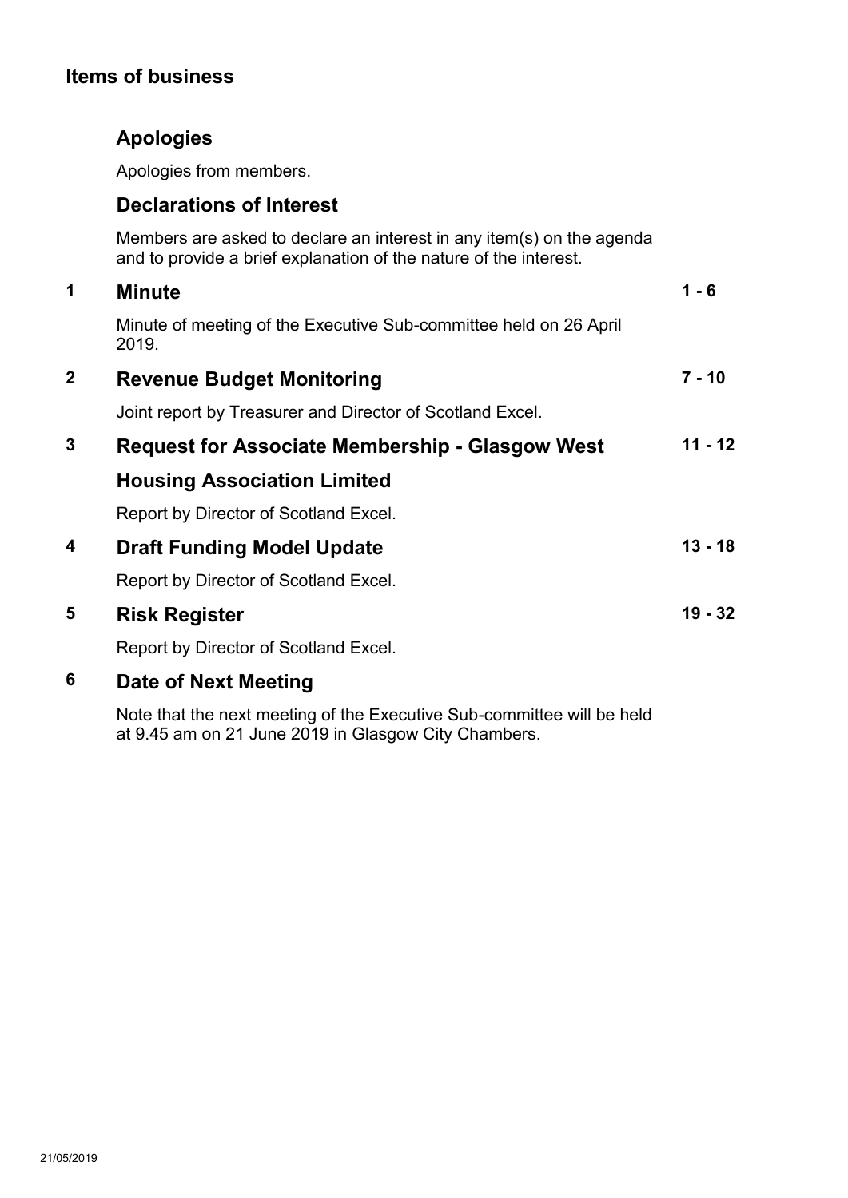## Items of business

### Apologies

Apologies from members.

### Declarations of Interest

Members are asked to declare an interest in any item(s) on the agenda and to provide a brief explanation of the nature of the interest.

### 1 Minute — 1 - 6

Minute of meeting of the Executive Sub-committee held on 26 April 2019.

### 2 Revenue Budget Monitoring — 7 - 10

Joint report by Treasurer and Director of Scotland Excel.

### 3 Request for Associate Membership - Glasgow West Housing Association Limited — 11 - 12

Report by Director of Scotland Excel.

### 4 Draft Funding Model Update — 13 - 18

Report by Director of Scotland Excel.

### 5 Risk Register — 19 - 32

Report by Director of Scotland Excel.

### 6 Date of Next Meeting

Note that the next meeting of the Executive Sub-committee will be held at 9.45 am on 21 June 2019 in Glasgow City Chambers.

21/05/2019